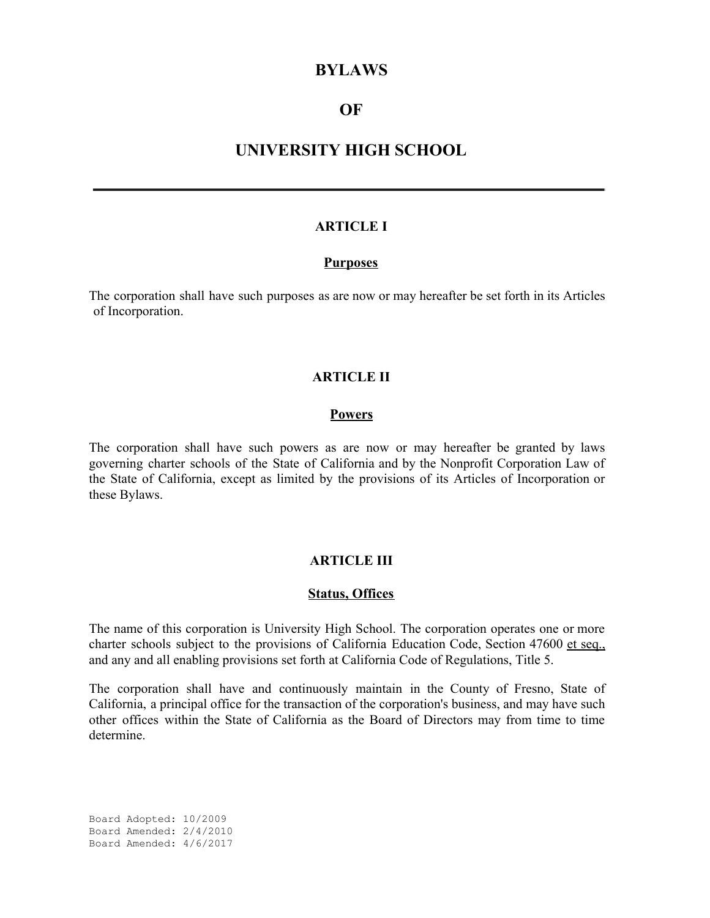# BYLAWS

# OF

# UNIVERSITY HIGH SCHOOL

---

## ARTICLE I

### Purposes

The corporation shall have such purposes as are now or may hereafter be set forth in its Articles of Incorporation.

## ARTICLE II

### Powers

The corporation shall have such powers as are now or may hereafter be granted by laws governing charter schools of the State of California and by the Nonprofit Corporation Law of the State of California, except as limited by the provisions of its Articles of Incorporation or these Bylaws.

## ARTICLE III

### Status, Offices

The name of this corporation is University High School. The corporation operates one or more charter schools subject to the provisions of California Education Code, Section 47600 et seq., and any and all enabling provisions set forth at California Code of Regulations, Title 5.

The corporation shall have and continuously maintain in the County of Fresno, State of California, a principal office for the transaction of the corporation's business, and may have such other offices within the State of California as the Board of Directors may from time to time determine.

Board Adopted: 10/2009
Board Amended: 2/4/2010
Board Amended: 4/6/2017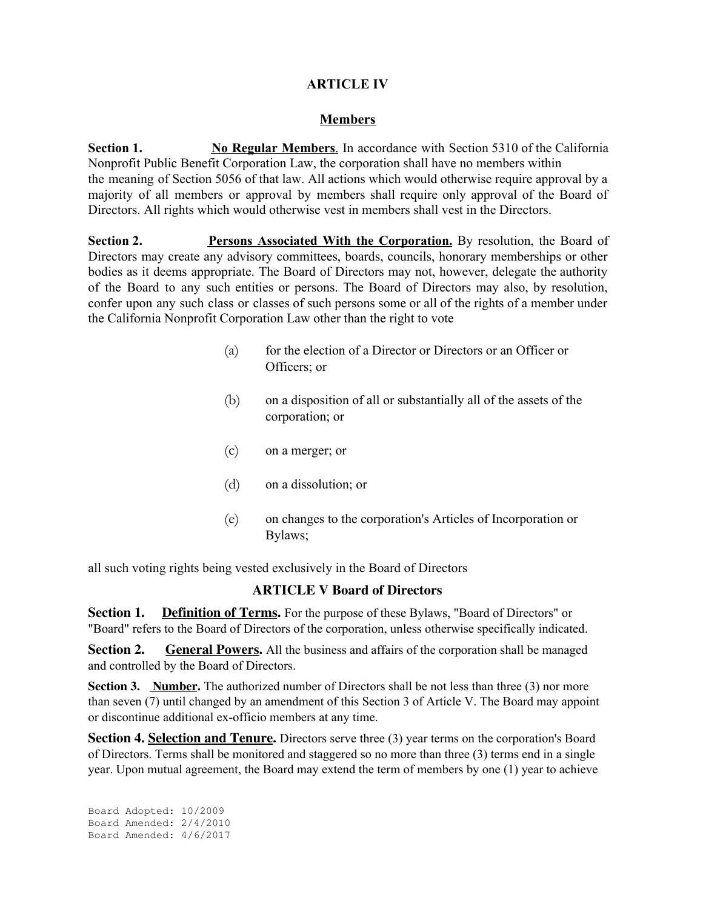## ARTICLE IV

### Members

**Section 1.** **No Regular Members**. In accordance with Section 5310 of the California Nonprofit Public Benefit Corporation Law, the corporation shall have no members within the meaning of Section 5056 of that law. All actions which would otherwise require approval by a majority of all members or approval by members shall require only approval of the Board of Directors. All rights which would otherwise vest in members shall vest in the Directors.

**Section 2.** **Persons Associated With the Corporation.** By resolution, the Board of Directors may create any advisory committees, boards, councils, honorary memberships or other bodies as it deems appropriate. The Board of Directors may not, however, delegate the authority of the Board to any such entities or persons. The Board of Directors may also, by resolution, confer upon any such class or classes of such persons some or all of the rights of a member under the California Nonprofit Corporation Law other than the right to vote

(a) for the election of a Director or Directors or an Officer or Officers; or

(b) on a disposition of all or substantially all of the assets of the corporation; or

(c) on a merger; or

(d) on a dissolution; or

(e) on changes to the corporation's Articles of Incorporation or Bylaws;

all such voting rights being vested exclusively in the Board of Directors

## ARTICLE V Board of Directors

**Section 1.** **Definition of Terms.** For the purpose of these Bylaws, "Board of Directors" or "Board" refers to the Board of Directors of the corporation, unless otherwise specifically indicated.

**Section 2.** **General Powers.** All the business and affairs of the corporation shall be managed and controlled by the Board of Directors.

**Section 3.** **Number.** The authorized number of Directors shall be not less than three (3) nor more than seven (7) until changed by an amendment of this Section 3 of Article V. The Board may appoint or discontinue additional ex-officio members at any time.

**Section 4.** **Selection and Tenure.** Directors serve three (3) year terms on the corporation's Board of Directors. Terms shall be monitored and staggered so no more than three (3) terms end in a single year. Upon mutual agreement, the Board may extend the term of members by one (1) year to achieve

Board Adopted: 10/2009
Board Amended: 2/4/2010
Board Amended: 4/6/2017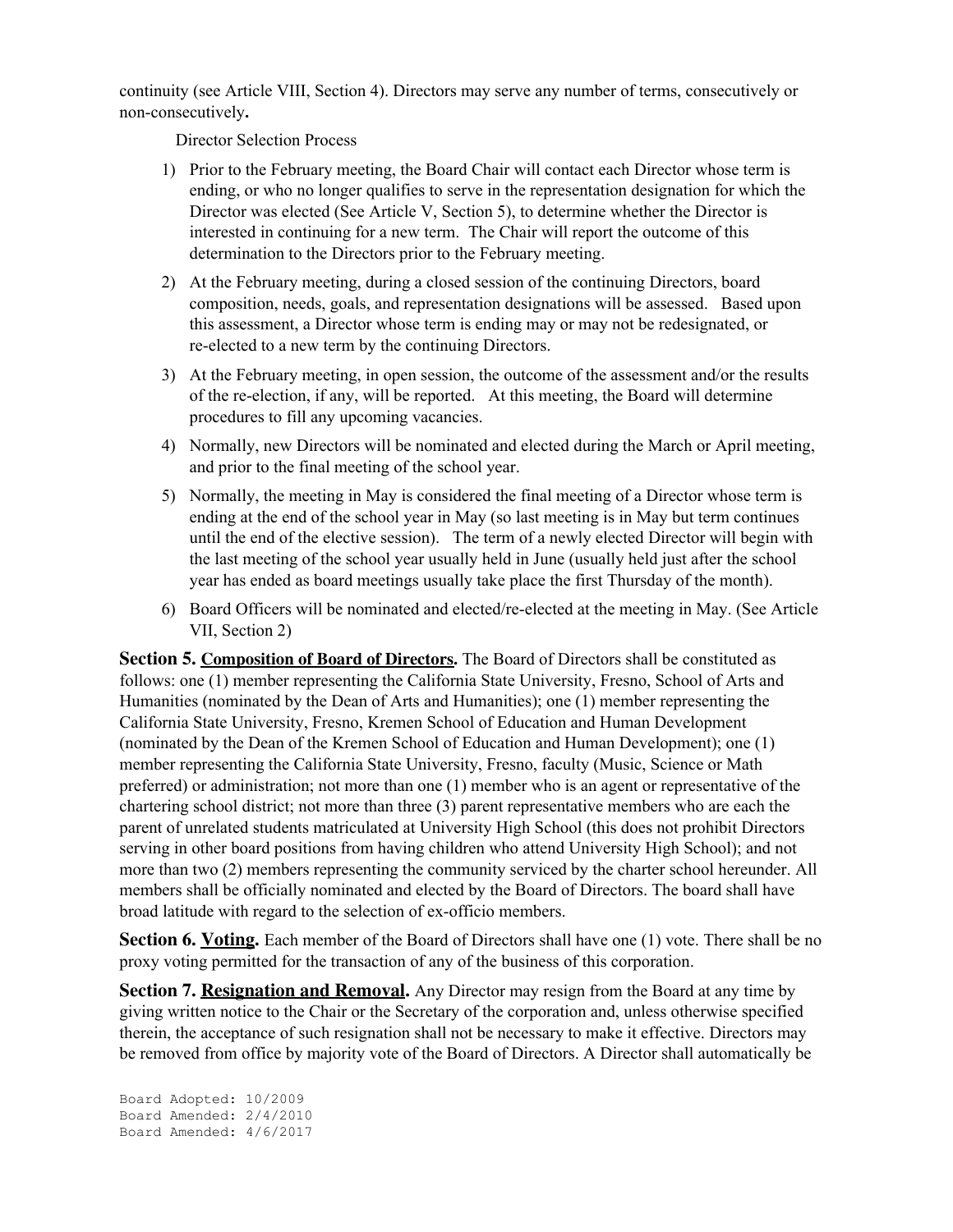continuity (see Article VIII, Section 4). Directors may serve any number of terms, consecutively or non-consecutively**.**

Director Selection Process

1) Prior to the February meeting, the Board Chair will contact each Director whose term is ending, or who no longer qualifies to serve in the representation designation for which the Director was elected (See Article V, Section 5), to determine whether the Director is interested in continuing for a new term. The Chair will report the outcome of this determination to the Directors prior to the February meeting.
2) At the February meeting, during a closed session of the continuing Directors, board composition, needs, goals, and representation designations will be assessed. Based upon this assessment, a Director whose term is ending may or may not be redesignated, or re-elected to a new term by the continuing Directors.
3) At the February meeting, in open session, the outcome of the assessment and/or the results of the re-election, if any, will be reported. At this meeting, the Board will determine procedures to fill any upcoming vacancies.
4) Normally, new Directors will be nominated and elected during the March or April meeting, and prior to the final meeting of the school year.
5) Normally, the meeting in May is considered the final meeting of a Director whose term is ending at the end of the school year in May (so last meeting is in May but term continues until the end of the elective session). The term of a newly elected Director will begin with the last meeting of the school year usually held in June (usually held just after the school year has ended as board meetings usually take place the first Thursday of the month).
6) Board Officers will be nominated and elected/re-elected at the meeting in May. (See Article VII, Section 2)

**Section 5. Composition of Board of Directors.** The Board of Directors shall be constituted as follows: one (1) member representing the California State University, Fresno, School of Arts and Humanities (nominated by the Dean of Arts and Humanities); one (1) member representing the California State University, Fresno, Kremen School of Education and Human Development (nominated by the Dean of the Kremen School of Education and Human Development); one (1) member representing the California State University, Fresno, faculty (Music, Science or Math preferred) or administration; not more than one (1) member who is an agent or representative of the chartering school district; not more than three (3) parent representative members who are each the parent of unrelated students matriculated at University High School (this does not prohibit Directors serving in other board positions from having children who attend University High School); and not more than two (2) members representing the community serviced by the charter school hereunder. All members shall be officially nominated and elected by the Board of Directors. The board shall have broad latitude with regard to the selection of ex-officio members.

**Section 6. Voting.** Each member of the Board of Directors shall have one (1) vote. There shall be no proxy voting permitted for the transaction of any of the business of this corporation.

**Section 7. Resignation and Removal.** Any Director may resign from the Board at any time by giving written notice to the Chair or the Secretary of the corporation and, unless otherwise specified therein, the acceptance of such resignation shall not be necessary to make it effective. Directors may be removed from office by majority vote of the Board of Directors. A Director shall automatically be

Board Adopted: 10/2009
Board Amended: 2/4/2010
Board Amended: 4/6/2017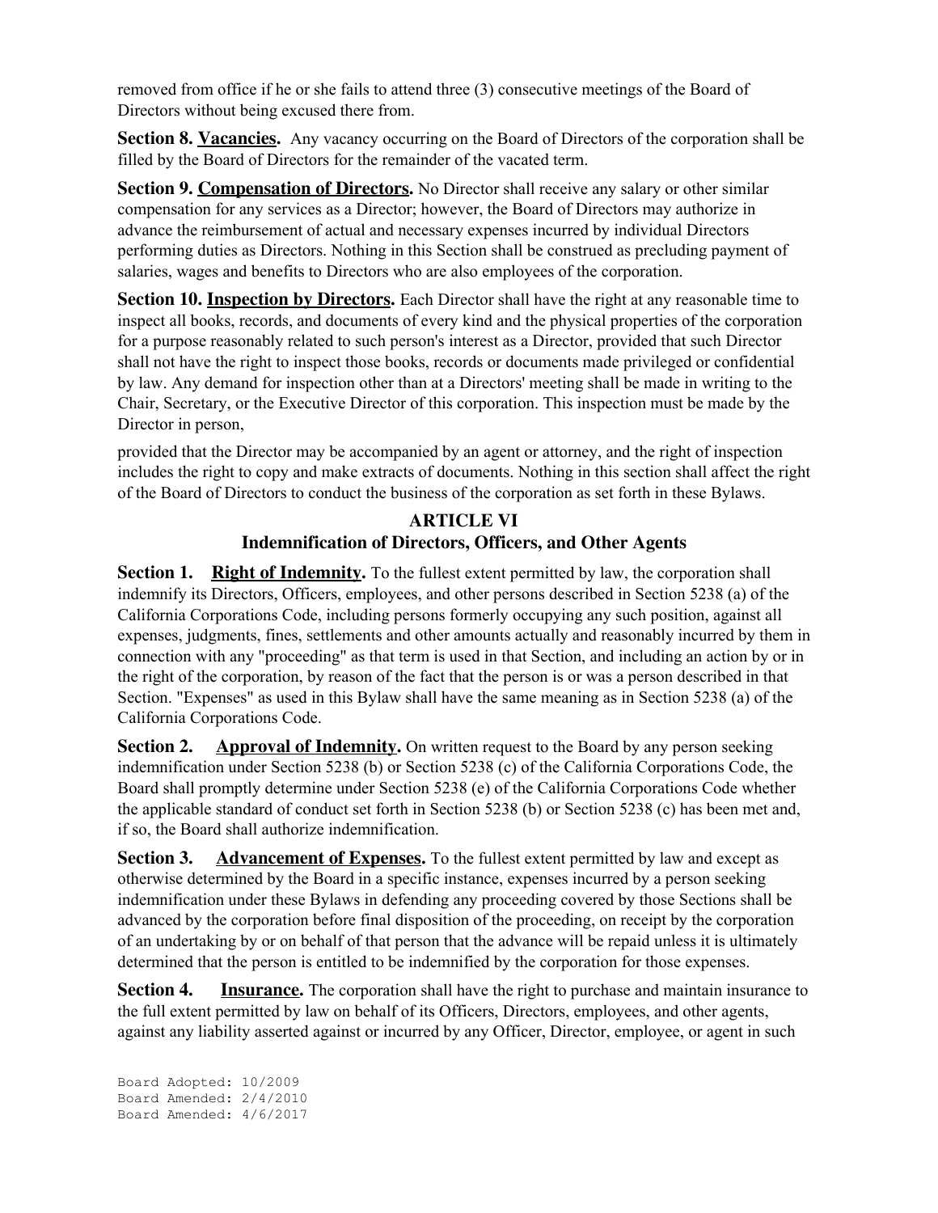removed from office if he or she fails to attend three (3) consecutive meetings of the Board of Directors without being excused there from.

**Section 8. Vacancies.** Any vacancy occurring on the Board of Directors of the corporation shall be filled by the Board of Directors for the remainder of the vacated term.

**Section 9. Compensation of Directors.** No Director shall receive any salary or other similar compensation for any services as a Director; however, the Board of Directors may authorize in advance the reimbursement of actual and necessary expenses incurred by individual Directors performing duties as Directors. Nothing in this Section shall be construed as precluding payment of salaries, wages and benefits to Directors who are also employees of the corporation.

**Section 10. Inspection by Directors.** Each Director shall have the right at any reasonable time to inspect all books, records, and documents of every kind and the physical properties of the corporation for a purpose reasonably related to such person's interest as a Director, provided that such Director shall not have the right to inspect those books, records or documents made privileged or confidential by law. Any demand for inspection other than at a Directors' meeting shall be made in writing to the Chair, Secretary, or the Executive Director of this corporation. This inspection must be made by the Director in person,

provided that the Director may be accompanied by an agent or attorney, and the right of inspection includes the right to copy and make extracts of documents. Nothing in this section shall affect the right of the Board of Directors to conduct the business of the corporation as set forth in these Bylaws.

## ARTICLE VI
## Indemnification of Directors, Officers, and Other Agents

**Section 1. Right of Indemnity.** To the fullest extent permitted by law, the corporation shall indemnify its Directors, Officers, employees, and other persons described in Section 5238 (a) of the California Corporations Code, including persons formerly occupying any such position, against all expenses, judgments, fines, settlements and other amounts actually and reasonably incurred by them in connection with any "proceeding" as that term is used in that Section, and including an action by or in the right of the corporation, by reason of the fact that the person is or was a person described in that Section. "Expenses" as used in this Bylaw shall have the same meaning as in Section 5238 (a) of the California Corporations Code.

**Section 2. Approval of Indemnity.** On written request to the Board by any person seeking indemnification under Section 5238 (b) or Section 5238 (c) of the California Corporations Code, the Board shall promptly determine under Section 5238 (e) of the California Corporations Code whether the applicable standard of conduct set forth in Section 5238 (b) or Section 5238 (c) has been met and, if so, the Board shall authorize indemnification.

**Section 3. Advancement of Expenses.** To the fullest extent permitted by law and except as otherwise determined by the Board in a specific instance, expenses incurred by a person seeking indemnification under these Bylaws in defending any proceeding covered by those Sections shall be advanced by the corporation before final disposition of the proceeding, on receipt by the corporation of an undertaking by or on behalf of that person that the advance will be repaid unless it is ultimately determined that the person is entitled to be indemnified by the corporation for those expenses.

**Section 4. Insurance.** The corporation shall have the right to purchase and maintain insurance to the full extent permitted by law on behalf of its Officers, Directors, employees, and other agents, against any liability asserted against or incurred by any Officer, Director, employee, or agent in such

Board Adopted: 10/2009
Board Amended: 2/4/2010
Board Amended: 4/6/2017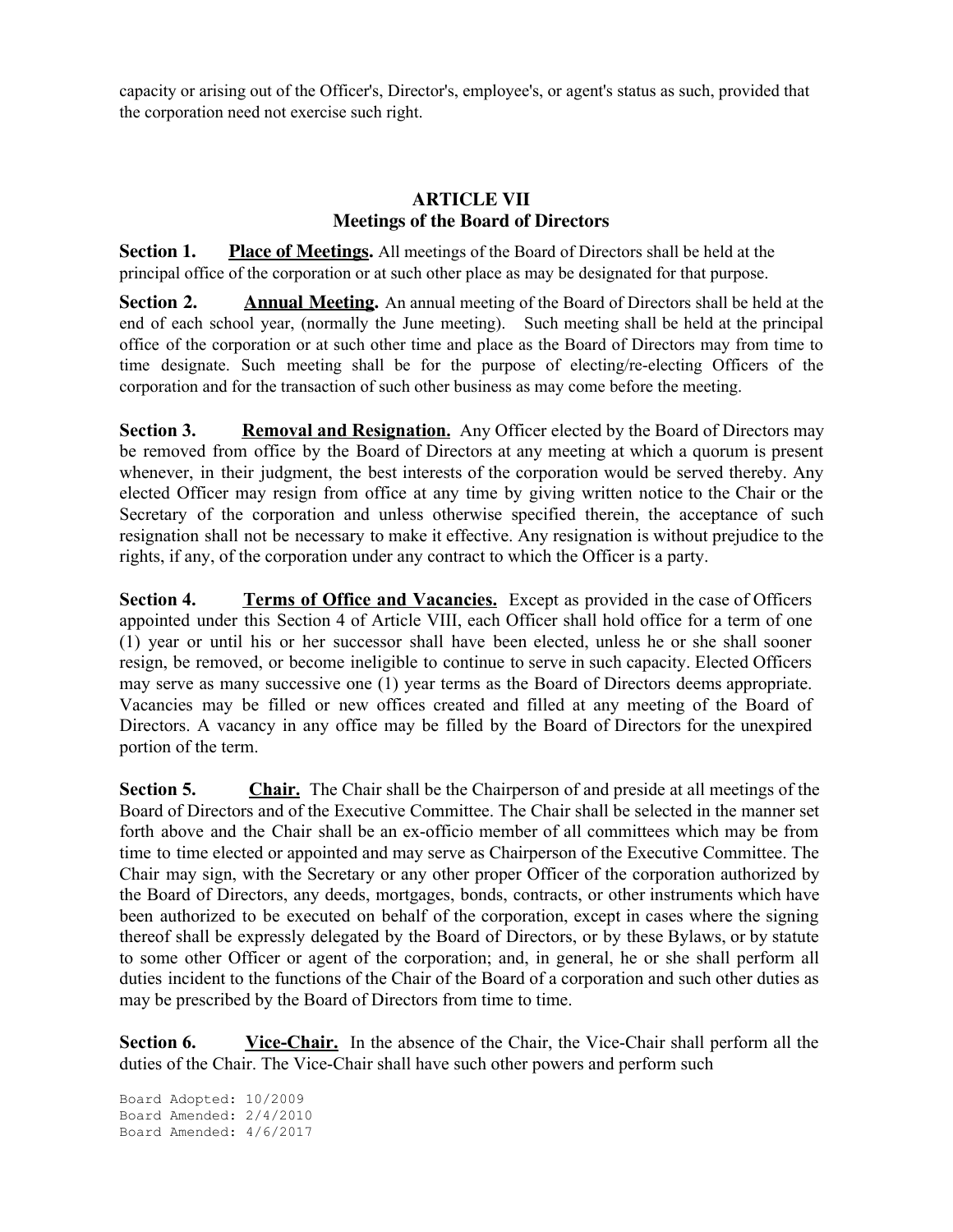capacity or arising out of the Officer's, Director's, employee's, or agent's status as such, provided that the corporation need not exercise such right.

## ARTICLE VII
## Meetings of the Board of Directors

**Section 1. <u>Place of Meetings</u>.** All meetings of the Board of Directors shall be held at the principal office of the corporation or at such other place as may be designated for that purpose.

**Section 2. <u>Annual Meeting</u>.** An annual meeting of the Board of Directors shall be held at the end of each school year, (normally the June meeting). Such meeting shall be held at the principal office of the corporation or at such other time and place as the Board of Directors may from time to time designate. Such meeting shall be for the purpose of electing/re-electing Officers of the corporation and for the transaction of such other business as may come before the meeting.

**Section 3. <u>Removal and Resignation.</u>** Any Officer elected by the Board of Directors may be removed from office by the Board of Directors at any meeting at which a quorum is present whenever, in their judgment, the best interests of the corporation would be served thereby. Any elected Officer may resign from office at any time by giving written notice to the Chair or the Secretary of the corporation and unless otherwise specified therein, the acceptance of such resignation shall not be necessary to make it effective. Any resignation is without prejudice to the rights, if any, of the corporation under any contract to which the Officer is a party.

**Section 4. <u>Terms of Office and Vacancies.</u>** Except as provided in the case of Officers appointed under this Section 4 of Article VIII, each Officer shall hold office for a term of one (1) year or until his or her successor shall have been elected, unless he or she shall sooner resign, be removed, or become ineligible to continue to serve in such capacity. Elected Officers may serve as many successive one (1) year terms as the Board of Directors deems appropriate. Vacancies may be filled or new offices created and filled at any meeting of the Board of Directors. A vacancy in any office may be filled by the Board of Directors for the unexpired portion of the term.

**Section 5. <u>Chair.</u>** The Chair shall be the Chairperson of and preside at all meetings of the Board of Directors and of the Executive Committee. The Chair shall be selected in the manner set forth above and the Chair shall be an ex-officio member of all committees which may be from time to time elected or appointed and may serve as Chairperson of the Executive Committee. The Chair may sign, with the Secretary or any other proper Officer of the corporation authorized by the Board of Directors, any deeds, mortgages, bonds, contracts, or other instruments which have been authorized to be executed on behalf of the corporation, except in cases where the signing thereof shall be expressly delegated by the Board of Directors, or by these Bylaws, or by statute to some other Officer or agent of the corporation; and, in general, he or she shall perform all duties incident to the functions of the Chair of the Board of a corporation and such other duties as may be prescribed by the Board of Directors from time to time.

**Section 6. <u>Vice-Chair.</u>** In the absence of the Chair, the Vice-Chair shall perform all the duties of the Chair. The Vice-Chair shall have such other powers and perform such

Board Adopted: 10/2009
Board Amended: 2/4/2010
Board Amended: 4/6/2017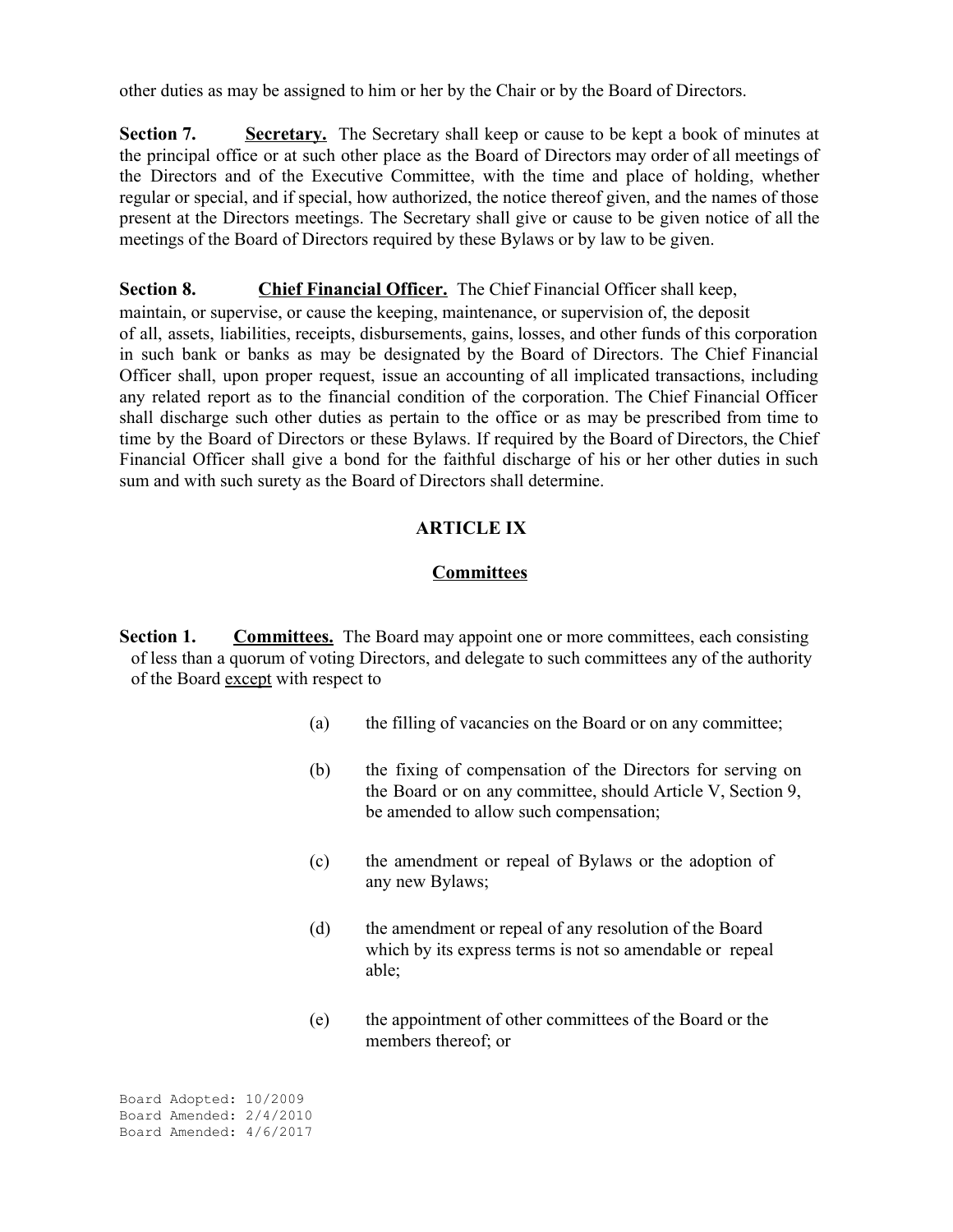other duties as may be assigned to him or her by the Chair or by the Board of Directors.

**Section 7.** **Secretary.** The Secretary shall keep or cause to be kept a book of minutes at the principal office or at such other place as the Board of Directors may order of all meetings of the Directors and of the Executive Committee, with the time and place of holding, whether regular or special, and if special, how authorized, the notice thereof given, and the names of those present at the Directors meetings. The Secretary shall give or cause to be given notice of all the meetings of the Board of Directors required by these Bylaws or by law to be given.

**Section 8.** **Chief Financial Officer.** The Chief Financial Officer shall keep, maintain, or supervise, or cause the keeping, maintenance, or supervision of, the deposit of all, assets, liabilities, receipts, disbursements, gains, losses, and other funds of this corporation in such bank or banks as may be designated by the Board of Directors. The Chief Financial Officer shall, upon proper request, issue an accounting of all implicated transactions, including any related report as to the financial condition of the corporation. The Chief Financial Officer shall discharge such other duties as pertain to the office or as may be prescribed from time to time by the Board of Directors or these Bylaws. If required by the Board of Directors, the Chief Financial Officer shall give a bond for the faithful discharge of his or her other duties in such sum and with such surety as the Board of Directors shall determine.

## ARTICLE IX

## Committees

**Section 1.** **Committees.** The Board may appoint one or more committees, each consisting of less than a quorum of voting Directors, and delegate to such committees any of the authority of the Board except with respect to

(a) the filling of vacancies on the Board or on any committee;

(b) the fixing of compensation of the Directors for serving on the Board or on any committee, should Article V, Section 9, be amended to allow such compensation;

(c) the amendment or repeal of Bylaws or the adoption of any new Bylaws;

(d) the amendment or repeal of any resolution of the Board which by its express terms is not so amendable or repeal able;

(e) the appointment of other committees of the Board or the members thereof; or

Board Adopted: 10/2009
Board Amended: 2/4/2010
Board Amended: 4/6/2017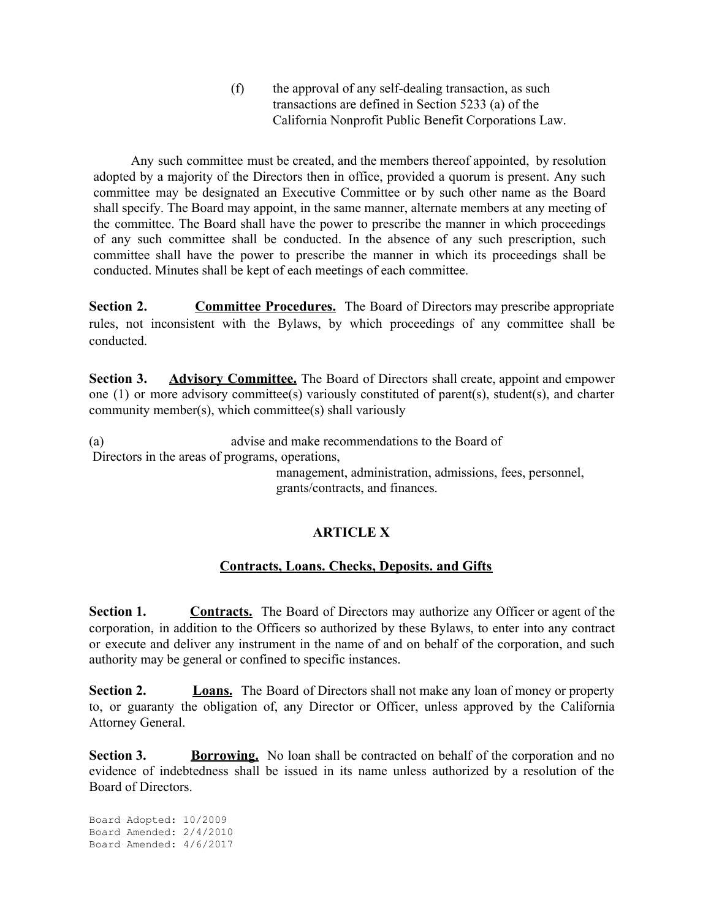(f) the approval of any self-dealing transaction, as such transactions are defined in Section 5233 (a) of the California Nonprofit Public Benefit Corporations Law.

Any such committee must be created, and the members thereof appointed, by resolution adopted by a majority of the Directors then in office, provided a quorum is present. Any such committee may be designated an Executive Committee or by such other name as the Board shall specify. The Board may appoint, in the same manner, alternate members at any meeting of the committee. The Board shall have the power to prescribe the manner in which proceedings of any such committee shall be conducted. In the absence of any such prescription, such committee shall have the power to prescribe the manner in which its proceedings shall be conducted. Minutes shall be kept of each meetings of each committee.

**Section 2. Committee Procedures.** The Board of Directors may prescribe appropriate rules, not inconsistent with the Bylaws, by which proceedings of any committee shall be conducted.

**Section 3. Advisory Committee.** The Board of Directors shall create, appoint and empower one (1) or more advisory committee(s) variously constituted of parent(s), student(s), and charter community member(s), which committee(s) shall variously

(a) advise and make recommendations to the Board of Directors in the areas of programs, operations, management, administration, admissions, fees, personnel, grants/contracts, and finances.

## ARTICLE X

## Contracts, Loans. Checks, Deposits. and Gifts

**Section 1. Contracts.** The Board of Directors may authorize any Officer or agent of the corporation, in addition to the Officers so authorized by these Bylaws, to enter into any contract or execute and deliver any instrument in the name of and on behalf of the corporation, and such authority may be general or confined to specific instances.

**Section 2. Loans.** The Board of Directors shall not make any loan of money or property to, or guaranty the obligation of, any Director or Officer, unless approved by the California Attorney General.

**Section 3. Borrowing.** No loan shall be contracted on behalf of the corporation and no evidence of indebtedness shall be issued in its name unless authorized by a resolution of the Board of Directors.

Board Adopted: 10/2009
Board Amended: 2/4/2010
Board Amended: 4/6/2017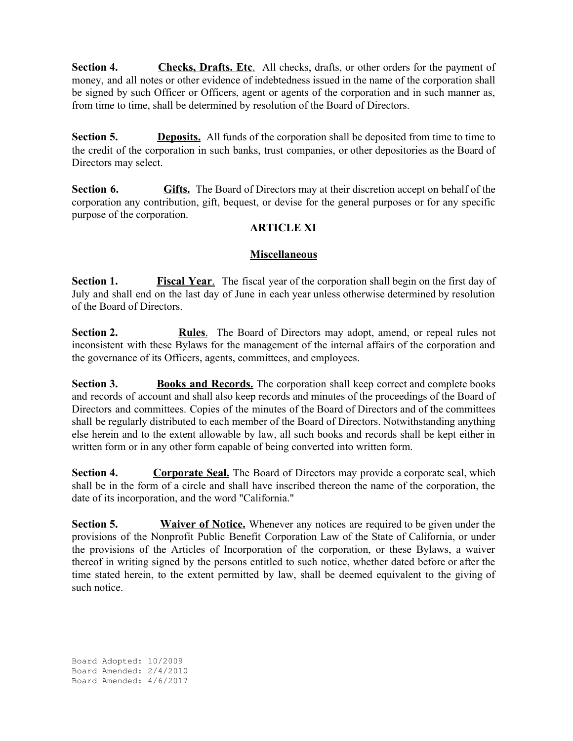**Section 4.** **Checks, Drafts. Etc**. All checks, drafts, or other orders for the payment of money, and all notes or other evidence of indebtedness issued in the name of the corporation shall be signed by such Officer or Officers, agent or agents of the corporation and in such manner as, from time to time, shall be determined by resolution of the Board of Directors.

**Section 5.** **Deposits.** All funds of the corporation shall be deposited from time to time to the credit of the corporation in such banks, trust companies, or other depositories as the Board of Directors may select.

**Section 6.** **Gifts.** The Board of Directors may at their discretion accept on behalf of the corporation any contribution, gift, bequest, or devise for the general purposes or for any specific purpose of the corporation.

## ARTICLE XI

## Miscellaneous

**Section 1.** **Fiscal Year**. The fiscal year of the corporation shall begin on the first day of July and shall end on the last day of June in each year unless otherwise determined by resolution of the Board of Directors.

**Section 2.** **Rules**. The Board of Directors may adopt, amend, or repeal rules not inconsistent with these Bylaws for the management of the internal affairs of the corporation and the governance of its Officers, agents, committees, and employees.

**Section 3.** **Books and Records.** The corporation shall keep correct and complete books and records of account and shall also keep records and minutes of the proceedings of the Board of Directors and committees. Copies of the minutes of the Board of Directors and of the committees shall be regularly distributed to each member of the Board of Directors. Notwithstanding anything else herein and to the extent allowable by law, all such books and records shall be kept either in written form or in any other form capable of being converted into written form.

**Section 4.** **Corporate Seal.** The Board of Directors may provide a corporate seal, which shall be in the form of a circle and shall have inscribed thereon the name of the corporation, the date of its incorporation, and the word "California."

**Section 5.** **Waiver of Notice.** Whenever any notices are required to be given under the provisions of the Nonprofit Public Benefit Corporation Law of the State of California, or under the provisions of the Articles of Incorporation of the corporation, or these Bylaws, a waiver thereof in writing signed by the persons entitled to such notice, whether dated before or after the time stated herein, to the extent permitted by law, shall be deemed equivalent to the giving of such notice.

Board Adopted: 10/2009
Board Amended: 2/4/2010
Board Amended: 4/6/2017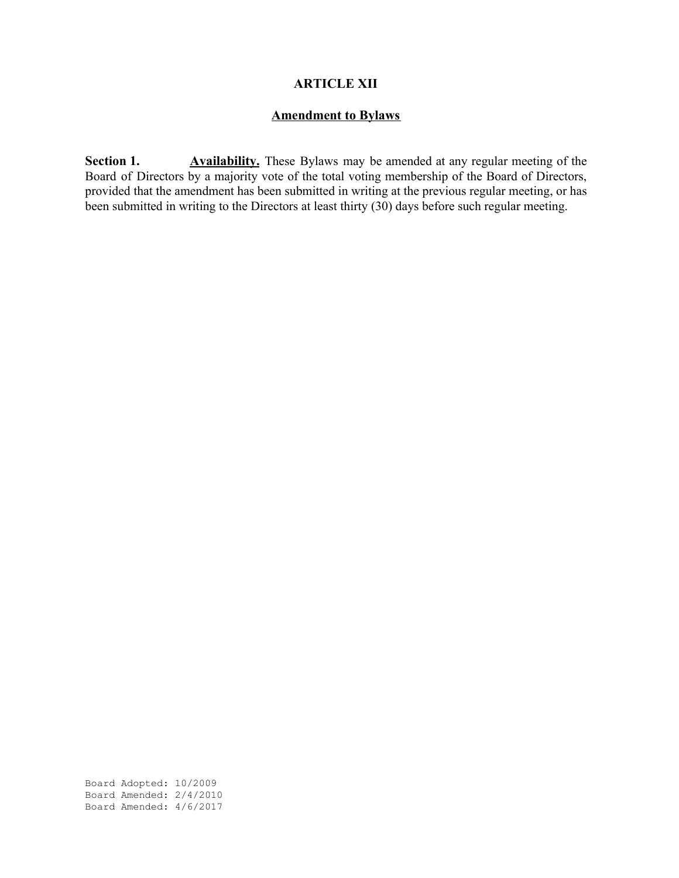# ARTICLE XII

## Amendment to Bylaws

**Section 1.** **Availability.** These Bylaws may be amended at any regular meeting of the Board of Directors by a majority vote of the total voting membership of the Board of Directors, provided that the amendment has been submitted in writing at the previous regular meeting, or has been submitted in writing to the Directors at least thirty (30) days before such regular meeting.

Board Adopted: 10/2009
Board Amended: 2/4/2010
Board Amended: 4/6/2017